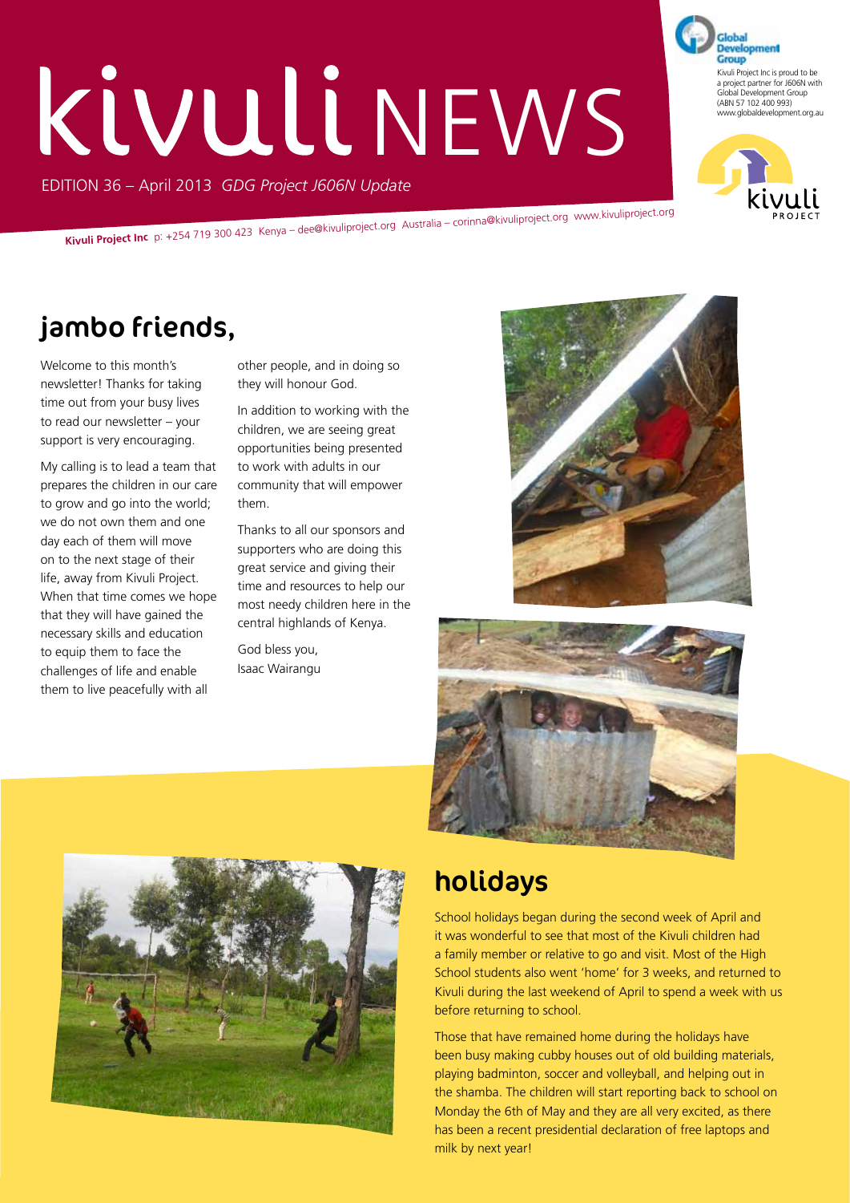# kivuli NEWS

EDITION 36 – April 2013 *GDG Project J606N Update*

Kivuli Project Inc is proud to be a project partner for J606N with Global Development Group (ABN 57 102 400 993) www.globaldevelopment.org.au

**Kivuli Project Inc** p: +254 719 300 423 Kenya – dee@kivuliproject.org Australia – corinna@kivuliproject.org www.kivuliproject.org

## jambo friends,

Welcome to this month's newsletter! Thanks for taking time out from your busy lives to read our newsletter – your support is very encouraging.

My calling is to lead a team that prepares the children in our care to grow and go into the world; we do not own them and one day each of them will move on to the next stage of their life, away from Kivuli Project. When that time comes we hope that they will have gained the necessary skills and education to equip them to face the challenges of life and enable them to live peacefully with all other people, and in doing so they will honour God.

In addition to working with the children, we are seeing great opportunities being presented to work with adults in our community that will empower them.

Thanks to all our sponsors and supporters who are doing this great service and giving their time and resources to help our most needy children here in the central highlands of Kenya.

God bless you,
Isaac Wairangu

## holidays

School holidays began during the second week of April and it was wonderful to see that most of the Kivuli children had a family member or relative to go and visit. Most of the High School students also went 'home' for 3 weeks, and returned to Kivuli during the last weekend of April to spend a week with us before returning to school.

Those that have remained home during the holidays have been busy making cubby houses out of old building materials, playing badminton, soccer and volleyball, and helping out in the shamba. The children will start reporting back to school on Monday the 6th of May and they are all very excited, as there has been a recent presidential declaration of free laptops and milk by next year!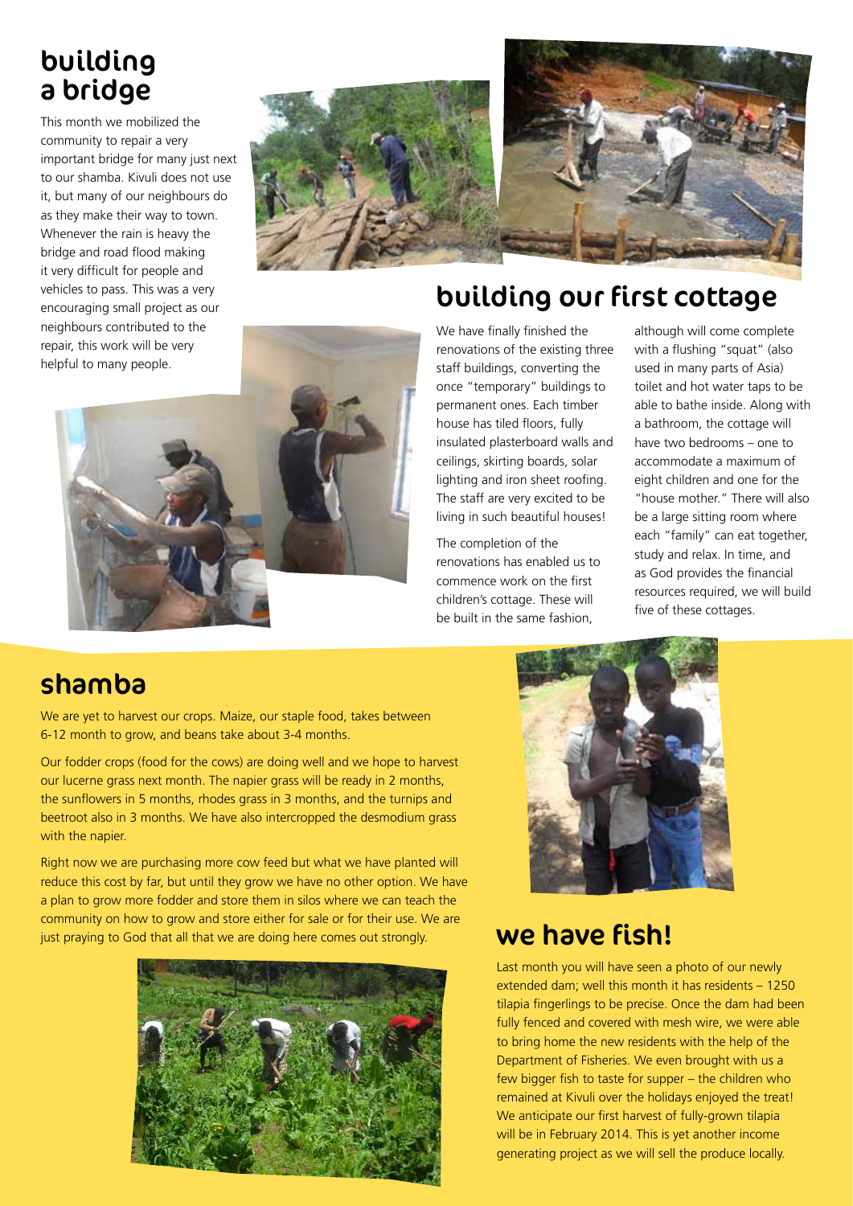## building a bridge

This month we mobilized the community to repair a very important bridge for many just next to our shamba. Kivuli does not use it, but many of our neighbours do as they make their way to town. Whenever the rain is heavy the bridge and road flood making it very difficult for people and vehicles to pass. This was a very encouraging small project as our neighbours contributed to the repair, this work will be very helpful to many people.

## building our first cottage

We have finally finished the renovations of the existing three staff buildings, converting the once "temporary" buildings to permanent ones. Each timber house has tiled floors, fully insulated plasterboard walls and ceilings, skirting boards, solar lighting and iron sheet roofing. The staff are very excited to be living in such beautiful houses!

The completion of the renovations has enabled us to commence work on the first children's cottage. These will be built in the same fashion, although will come complete with a flushing "squat" (also used in many parts of Asia) toilet and hot water taps to be able to bathe inside. Along with a bathroom, the cottage will have two bedrooms – one to accommodate a maximum of eight children and one for the "house mother." There will also be a large sitting room where each "family" can eat together, study and relax. In time, and as God provides the financial resources required, we will build five of these cottages.

## shamba

We are yet to harvest our crops. Maize, our staple food, takes between 6-12 month to grow, and beans take about 3-4 months.

Our fodder crops (food for the cows) are doing well and we hope to harvest our lucerne grass next month. The napier grass will be ready in 2 months, the sunflowers in 5 months, rhodes grass in 3 months, and the turnips and beetroot also in 3 months. We have also intercropped the desmodium grass with the napier.

Right now we are purchasing more cow feed but what we have planted will reduce this cost by far, but until they grow we have no other option. We have a plan to grow more fodder and store them in silos where we can teach the community on how to grow and store either for sale or for their use. We are just praying to God that all that we are doing here comes out strongly.

## we have fish!

Last month you will have seen a photo of our newly extended dam; well this month it has residents – 1250 tilapia fingerlings to be precise. Once the dam had been fully fenced and covered with mesh wire, we were able to bring home the new residents with the help of the Department of Fisheries. We even brought with us a few bigger fish to taste for supper – the children who remained at Kivuli over the holidays enjoyed the treat! We anticipate our first harvest of fully-grown tilapia will be in February 2014. This is yet another income generating project as we will sell the produce locally.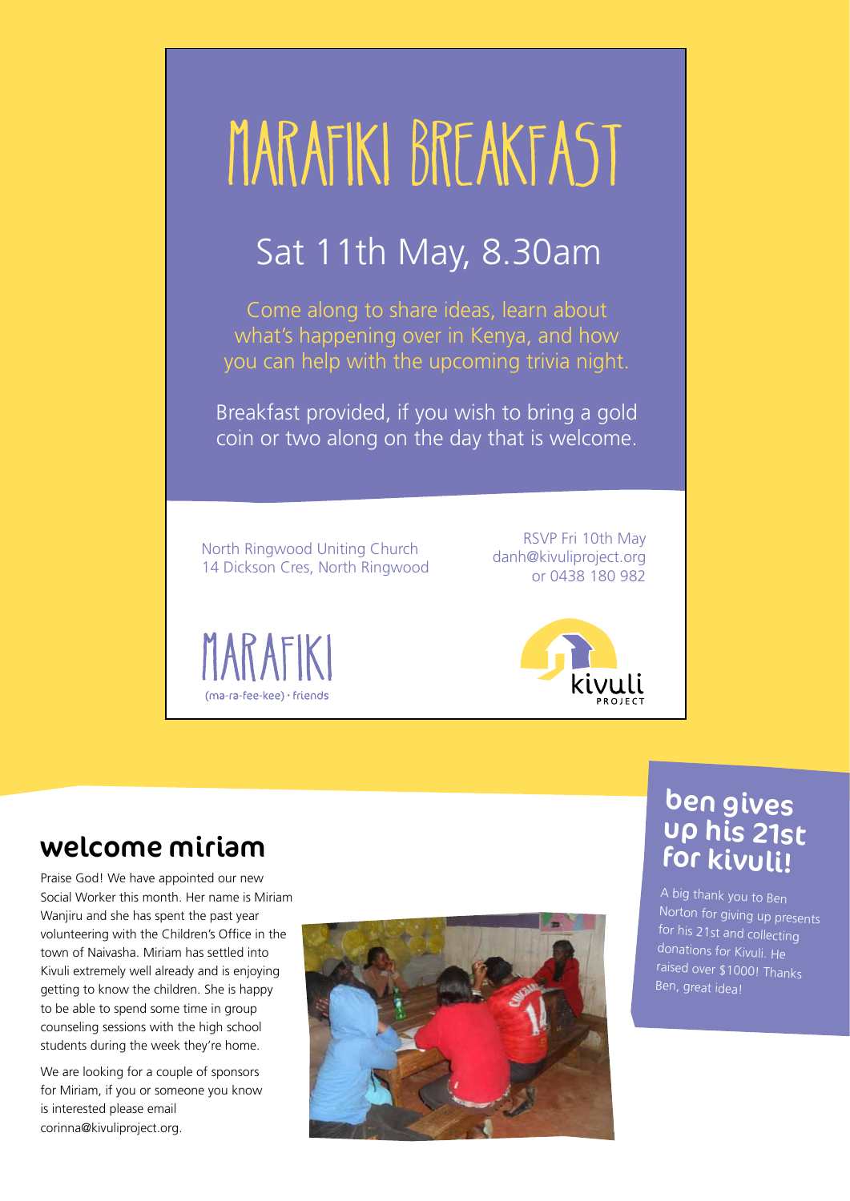# MARAFIKI BREAKFAST

## Sat 11th May, 8.30am

Come along to share ideas, learn about what's happening over in Kenya, and how you can help with the upcoming trivia night.

Breakfast provided, if you wish to bring a gold coin or two along on the day that is welcome.

North Ringwood Uniting Church
14 Dickson Cres, North Ringwood

RSVP Fri 10th May
danh@kivuliproject.org
or 0438 180 982

MARAFIKI
(ma-ra-fee-kee) · friends

kivuli PROJECT

## welcome miriam

Praise God! We have appointed our new Social Worker this month. Her name is Miriam Wanjiru and she has spent the past year volunteering with the Children's Office in the town of Naivasha. Miriam has settled into Kivuli extremely well already and is enjoying getting to know the children. She is happy to be able to spend some time in group counseling sessions with the high school students during the week they're home.

We are looking for a couple of sponsors for Miriam, if you or someone you know is interested please email corinna@kivuliproject.org.

## ben gives up his 21st for kivuli!

A big thank you to Ben Norton for giving up presents for his 21st and collecting donations for Kivuli. He raised over $1000! Thanks Ben, great idea!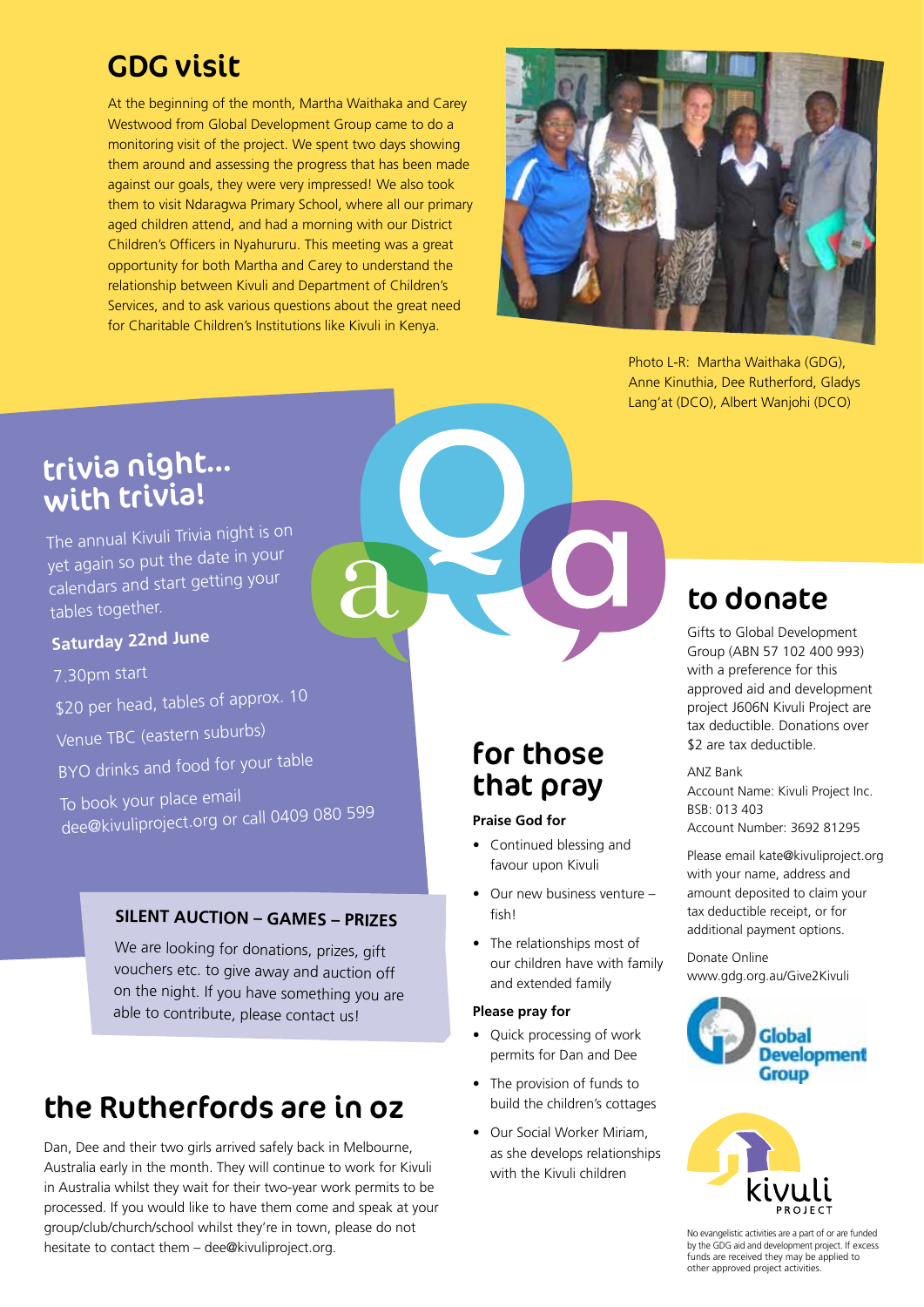## GDG visit

At the beginning of the month, Martha Waithaka and Carey Westwood from Global Development Group came to do a monitoring visit of the project. We spent two days showing them around and assessing the progress that has been made against our goals, they were very impressed! We also took them to visit Ndaragwa Primary School, where all our primary aged children attend, and had a morning with our District Children's Officers in Nyahururu. This meeting was a great opportunity for both Martha and Carey to understand the relationship between Kivuli and Department of Children's Services, and to ask various questions about the great need for Charitable Children's Institutions like Kivuli in Kenya.

Photo L-R: Martha Waithaka (GDG), Anne Kinuthia, Dee Rutherford, Gladys Lang'at (DCO), Albert Wanjohi (DCO)

## trivia night... with trivia!

The annual Kivuli Trivia night is on yet again so put the date in your calendars and start getting your tables together.

**Saturday 22nd June**

7.30pm start

$20 per head, tables of approx. 10

Venue TBC (eastern suburbs)

BYO drinks and food for your table

To book your place email dee@kivuliproject.org or call 0409 080 599

**SILENT AUCTION – GAMES – PRIZES**

We are looking for donations, prizes, gift vouchers etc. to give away and auction off on the night. If you have something you are able to contribute, please contact us!

## the Rutherfords are in oz

Dan, Dee and their two girls arrived safely back in Melbourne, Australia early in the month. They will continue to work for Kivuli in Australia whilst they wait for their two-year work permits to be processed. If you would like to have them come and speak at your group/club/church/school whilst they're in town, please do not hesitate to contact them – dee@kivuliproject.org.

## for those that pray

**Praise God for**

- Continued blessing and favour upon Kivuli
- Our new business venture – fish!
- The relationships most of our children have with family and extended family

**Please pray for**

- Quick processing of work permits for Dan and Dee
- The provision of funds to build the children's cottages
- Our Social Worker Miriam, as she develops relationships with the Kivuli children

## to donate

Gifts to Global Development Group (ABN 57 102 400 993) with a preference for this approved aid and development project J606N Kivuli Project are tax deductible. Donations over $2 are tax deductible.

ANZ Bank
Account Name: Kivuli Project Inc.
BSB: 013 403
Account Number: 3692 81295

Please email kate@kivuliproject.org with your name, address and amount deposited to claim your tax deductible receipt, or for additional payment options.

Donate Online
www.gdg.org.au/Give2Kivuli

Global Development Group

kivuli PROJECT

No evangelistic activities are a part of or are funded by the GDG aid and development project. If excess funds are received they may be applied to other approved project activities.